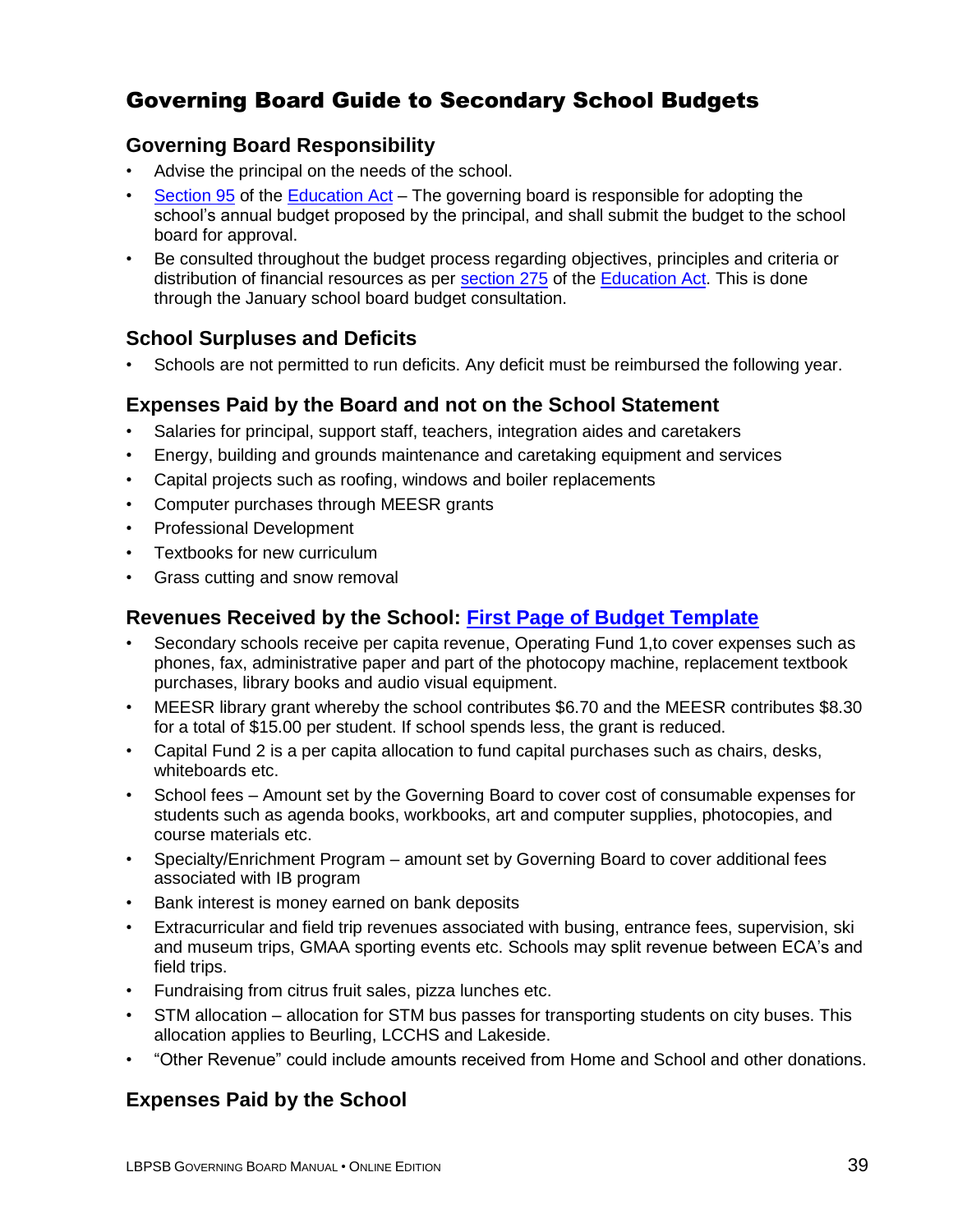# Governing Board Guide to Secondary School Budgets

## Governing Board Responsibility

- Advise the principal on the needs of the school.
- [Section 95](#) of the [Education Act](#) – The governing board is responsible for adopting the school's annual budget proposed by the principal, and shall submit the budget to the school board for approval.
- Be consulted throughout the budget process regarding objectives, principles and criteria or distribution of financial resources as per [section 275](#) of the [Education Act](#). This is done through the January school board budget consultation.

## School Surpluses and Deficits

- Schools are not permitted to run deficits. Any deficit must be reimbursed the following year.

## Expenses Paid by the Board and not on the School Statement

- Salaries for principal, support staff, teachers, integration aides and caretakers
- Energy, building and grounds maintenance and caretaking equipment and services
- Capital projects such as roofing, windows and boiler replacements
- Computer purchases through MEESR grants
- Professional Development
- Textbooks for new curriculum
- Grass cutting and snow removal

## Revenues Received by the School: [First Page of Budget Template](#)

- Secondary schools receive per capita revenue, Operating Fund 1,to cover expenses such as phones, fax, administrative paper and part of the photocopy machine, replacement textbook purchases, library books and audio visual equipment.
- MEESR library grant whereby the school contributes $6.70 and the MEESR contributes $8.30 for a total of $15.00 per student. If school spends less, the grant is reduced.
- Capital Fund 2 is a per capita allocation to fund capital purchases such as chairs, desks, whiteboards etc.
- School fees – Amount set by the Governing Board to cover cost of consumable expenses for students such as agenda books, workbooks, art and computer supplies, photocopies, and course materials etc.
- Specialty/Enrichment Program – amount set by Governing Board to cover additional fees associated with IB program
- Bank interest is money earned on bank deposits
- Extracurricular and field trip revenues associated with busing, entrance fees, supervision, ski and museum trips, GMAA sporting events etc. Schools may split revenue between ECA's and field trips.
- Fundraising from citrus fruit sales, pizza lunches etc.
- STM allocation – allocation for STM bus passes for transporting students on city buses. This allocation applies to Beurling, LCCHS and Lakeside.
- "Other Revenue" could include amounts received from Home and School and other donations.

## Expenses Paid by the School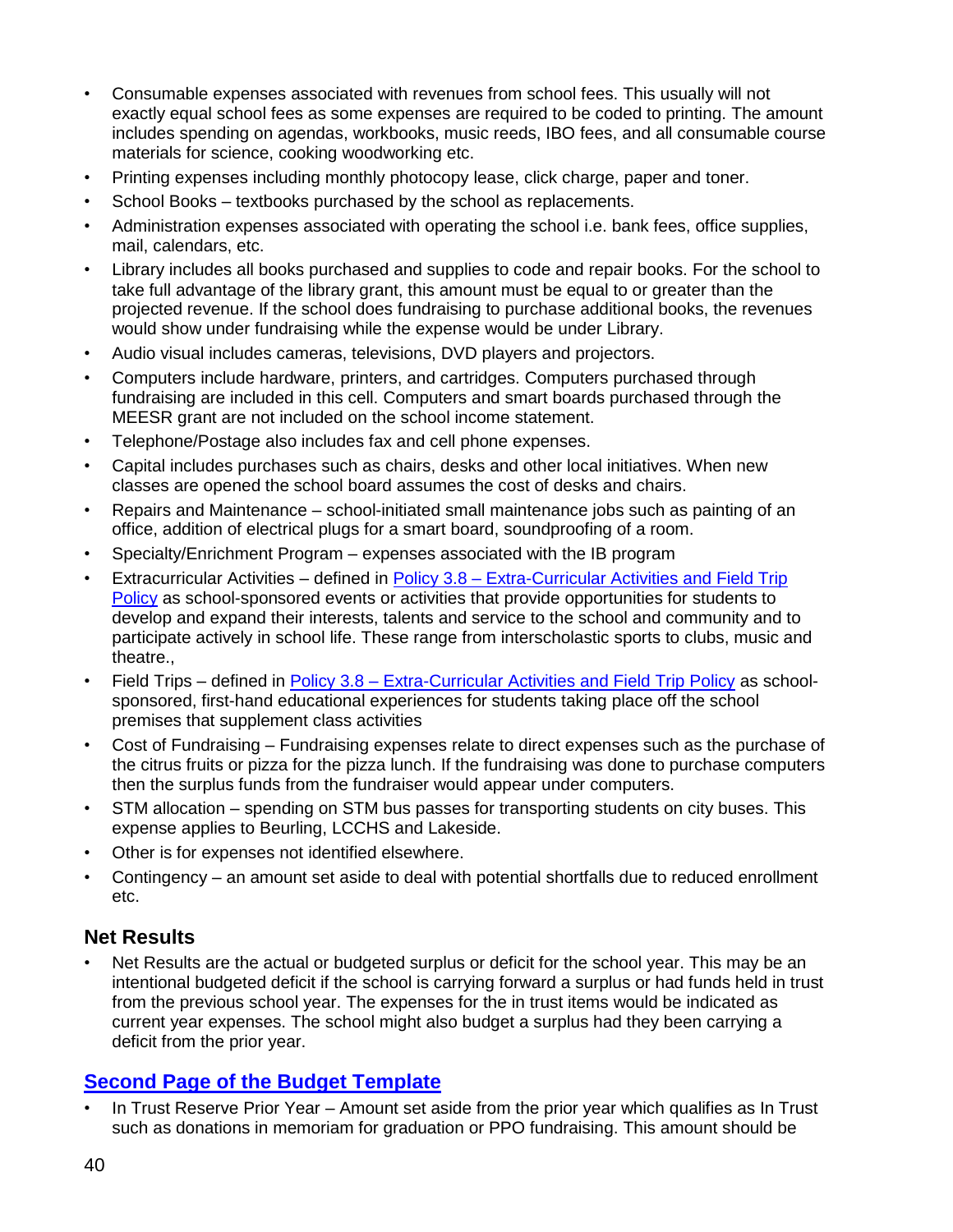- Consumable expenses associated with revenues from school fees. This usually will not exactly equal school fees as some expenses are required to be coded to printing. The amount includes spending on agendas, workbooks, music reeds, IBO fees, and all consumable course materials for science, cooking woodworking etc.
- Printing expenses including monthly photocopy lease, click charge, paper and toner.
- School Books – textbooks purchased by the school as replacements.
- Administration expenses associated with operating the school i.e. bank fees, office supplies, mail, calendars, etc.
- Library includes all books purchased and supplies to code and repair books. For the school to take full advantage of the library grant, this amount must be equal to or greater than the projected revenue. If the school does fundraising to purchase additional books, the revenues would show under fundraising while the expense would be under Library.
- Audio visual includes cameras, televisions, DVD players and projectors.
- Computers include hardware, printers, and cartridges. Computers purchased through fundraising are included in this cell. Computers and smart boards purchased through the MEESR grant are not included on the school income statement.
- Telephone/Postage also includes fax and cell phone expenses.
- Capital includes purchases such as chairs, desks and other local initiatives. When new classes are opened the school board assumes the cost of desks and chairs.
- Repairs and Maintenance – school-initiated small maintenance jobs such as painting of an office, addition of electrical plugs for a smart board, soundproofing of a room.
- Specialty/Enrichment Program – expenses associated with the IB program
- Extracurricular Activities – defined in [Policy 3.8 – Extra-Curricular Activities and Field Trip Policy] as school-sponsored events or activities that provide opportunities for students to develop and expand their interests, talents and service to the school and community and to participate actively in school life. These range from interscholastic sports to clubs, music and theatre.,
- Field Trips – defined in [Policy 3.8 – Extra-Curricular Activities and Field Trip Policy] as school-sponsored, first-hand educational experiences for students taking place off the school premises that supplement class activities
- Cost of Fundraising – Fundraising expenses relate to direct expenses such as the purchase of the citrus fruits or pizza for the pizza lunch. If the fundraising was done to purchase computers then the surplus funds from the fundraiser would appear under computers.
- STM allocation – spending on STM bus passes for transporting students on city buses. This expense applies to Beurling, LCCHS and Lakeside.
- Other is for expenses not identified elsewhere.
- Contingency – an amount set aside to deal with potential shortfalls due to reduced enrollment etc.

## Net Results

- Net Results are the actual or budgeted surplus or deficit for the school year. This may be an intentional budgeted deficit if the school is carrying forward a surplus or had funds held in trust from the previous school year. The expenses for the in trust items would be indicated as current year expenses. The school might also budget a surplus had they been carrying a deficit from the prior year.

## Second Page of the Budget Template

- In Trust Reserve Prior Year – Amount set aside from the prior year which qualifies as In Trust such as donations in memoriam for graduation or PPO fundraising. This amount should be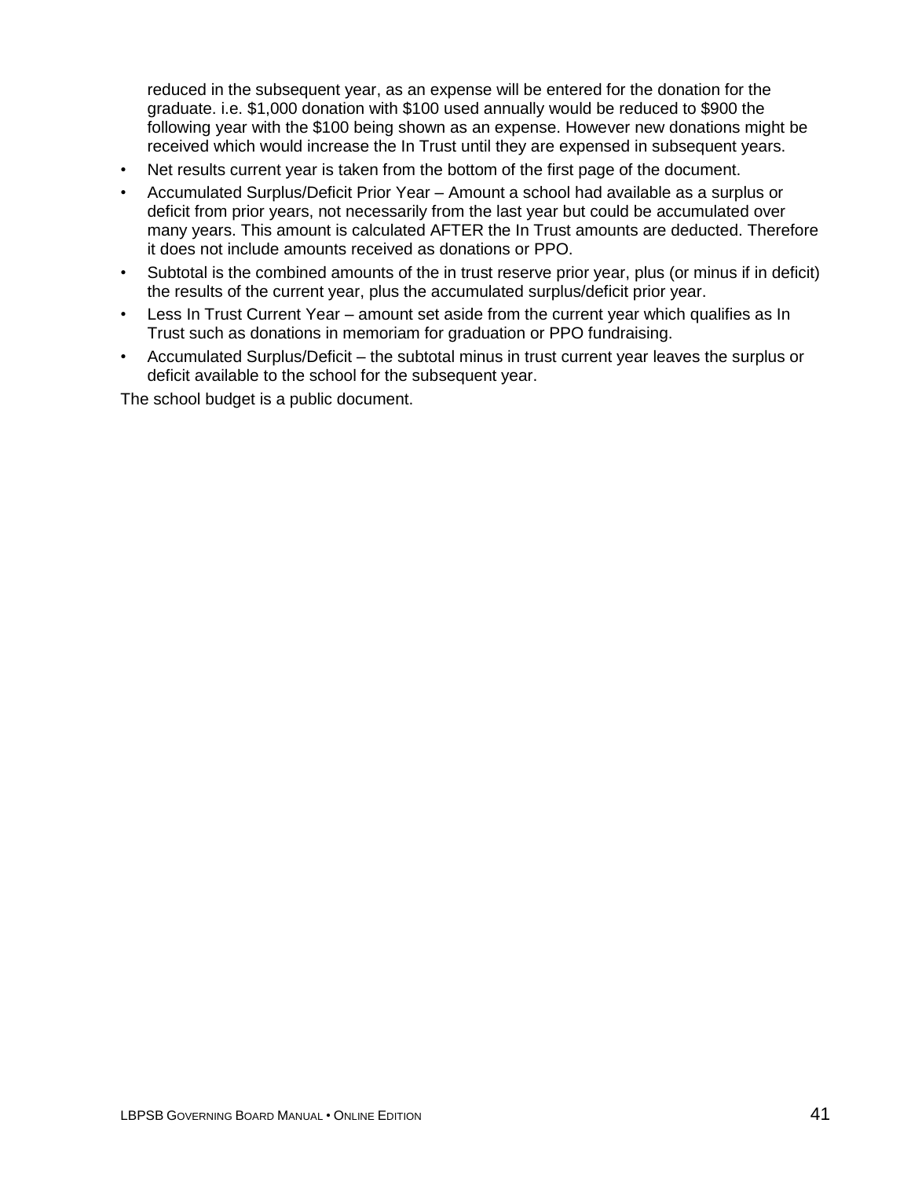reduced in the subsequent year, as an expense will be entered for the donation for the graduate. i.e. $1,000 donation with $100 used annually would be reduced to $900 the following year with the $100 being shown as an expense. However new donations might be received which would increase the In Trust until they are expensed in subsequent years.

- Net results current year is taken from the bottom of the first page of the document.
- Accumulated Surplus/Deficit Prior Year – Amount a school had available as a surplus or deficit from prior years, not necessarily from the last year but could be accumulated over many years. This amount is calculated AFTER the In Trust amounts are deducted. Therefore it does not include amounts received as donations or PPO.
- Subtotal is the combined amounts of the in trust reserve prior year, plus (or minus if in deficit) the results of the current year, plus the accumulated surplus/deficit prior year.
- Less In Trust Current Year – amount set aside from the current year which qualifies as In Trust such as donations in memoriam for graduation or PPO fundraising.
- Accumulated Surplus/Deficit – the subtotal minus in trust current year leaves the surplus or deficit available to the school for the subsequent year.

The school budget is a public document.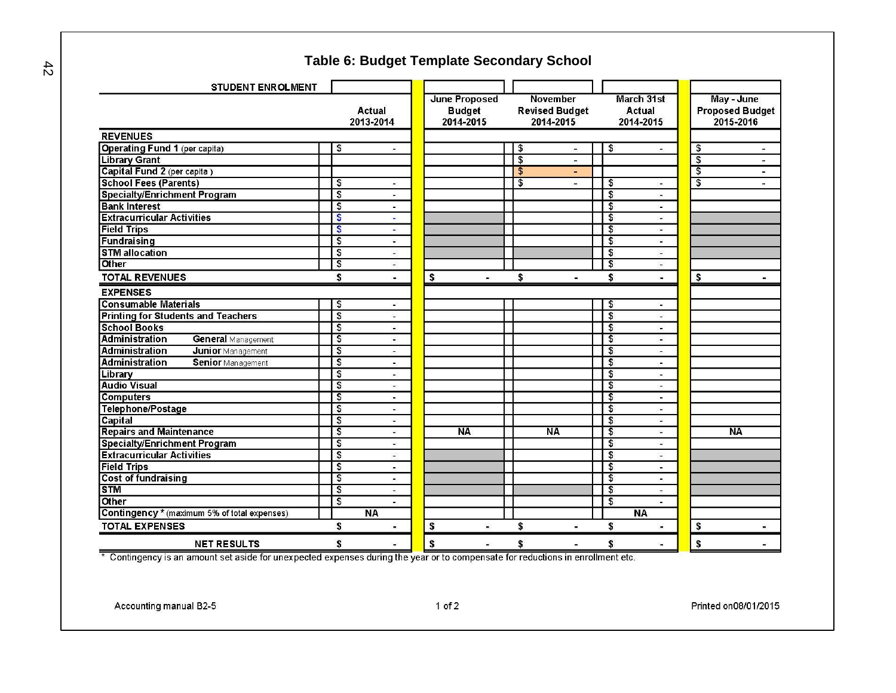# Table 6: Budget Template Secondary School

| STUDENT ENROLMENT | | | | | |
|---|---|---|---|---|---|
| | Actual 2013-2014 | June Proposed Budget 2014-2015 | November Revised Budget 2014-2015 | March 31st Actual 2014-2015 | May - June Proposed Budget 2015-2016 |
| **REVENUES** | | | | | |
| **Operating Fund 1** (per capita) | $ - | | $ - | $ - | $ - |
| **Library Grant** | | | $ - | | $ - |
| **Capital Fund 2** (per capita) | | | $ - | | $ - |
| **School Fees (Parents)** | $ - | | $ - | $ - | $ - |
| **Specialty/Enrichment Program** | $ - | | | $ - | |
| **Bank Interest** | $ - | | | $ - | |
| **Extracurricular Activities** | $ - | | | $ - | |
| **Field Trips** | $ - | | | $ - | |
| **Fundraising** | $ - | | | $ - | |
| **STM allocation** | $ - | | | $ - | |
| **Other** | $ - | | | $ - | |
| **TOTAL REVENUES** | $ - | $ - | $ - | $ - | $ - |
| **EXPENSES** | | | | | |
| **Consumable Materials** | $ - | | | $ - | |
| **Printing for Students and Teachers** | $ - | | | $ - | |
| **School Books** | $ - | | | $ - | |
| **Administration General** Management | $ - | | | $ - | |
| **Administration Junior** Management | $ - | | | $ - | |
| **Administration Senior** Management | $ - | | | $ - | |
| **Library** | $ - | | | $ - | |
| **Audio Visual** | $ - | | | $ - | |
| **Computers** | $ - | | | $ - | |
| **Telephone/Postage** | $ - | | | $ - | |
| **Capital** | $ - | | | $ - | |
| **Repairs and Maintenance** | $ - | NA | NA | $ - | NA |
| **Specialty/Enrichment Program** | $ - | | | $ - | |
| **Extracurricular Activities** | $ - | | | $ - | |
| **Field Trips** | $ - | | | $ - | |
| **Cost of fundraising** | $ - | | | $ - | |
| **STM** | $ - | | | $ - | |
| **Other** | $ - | | | $ - | |
| **Contingency** * (maximum 5% of total expenses) | NA | | | NA | |
| **TOTAL EXPENSES** | $ - | $ - | $ - | $ - | $ - |
| **NET RESULTS** | $ - | $ - | $ - | $ - | $ - |

* Contingency is an amount set aside for unexpected expenses during the year or to compensate for reductions in enrollment etc.

Accounting manual B2-5

Printed on08/01/2015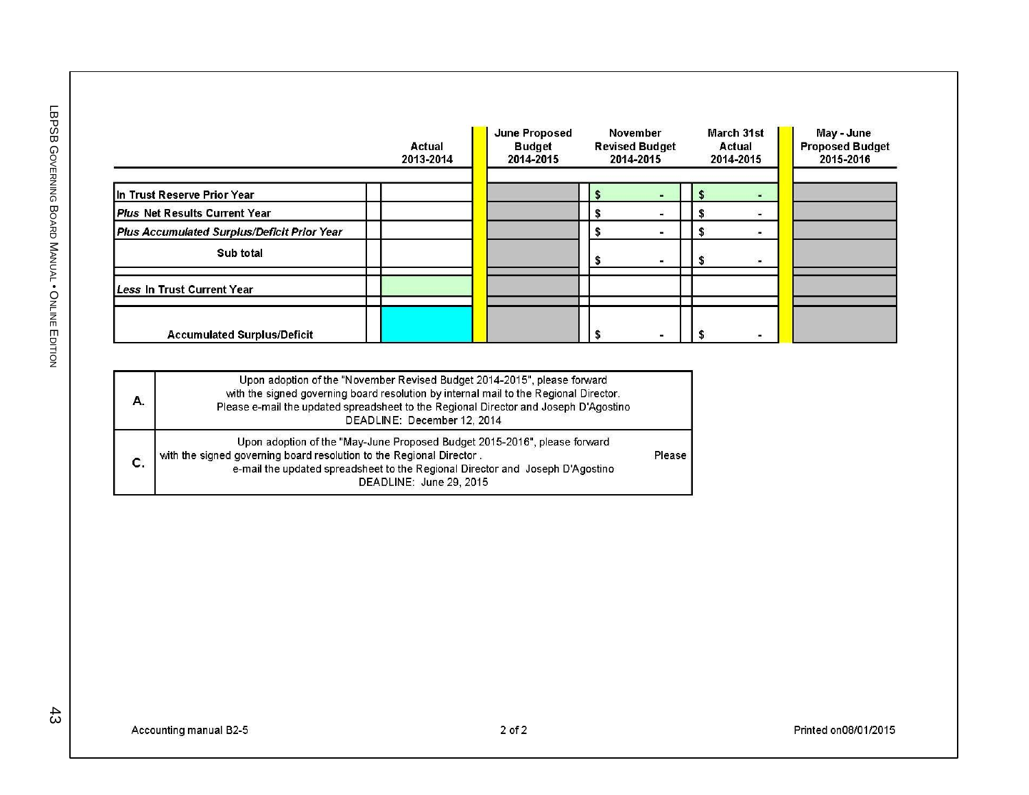| | Actual 2013-2014 | June Proposed Budget 2014-2015 | November Revised Budget 2014-2015 | March 31st Actual 2014-2015 | May - June Proposed Budget 2015-2016 |
|---|---|---|---|---|---|
| In Trust Reserve Prior Year | | | $ - | $ - | |
| *Plus* Net Results Current Year | | | $ - | $ - | |
| ***Plus Accumulated Surplus/Deficit Prior Year*** | | | $ - | $ - | |
| **Sub total** | | | $ - | $ - | |
| *Less* In Trust Current Year | | | | | |
| **Accumulated Surplus/Deficit** | | | $ - | $ - | |

| | |
|---|---|
| **A.** | Upon adoption of the "November Revised Budget 2014-2015", please forward with the signed governing board resolution by internal mail to the Regional Director. Please e-mail the updated spreadsheet to the Regional Director and Joseph D'Agostino DEADLINE: December 12, 2014 |
| **C.** | Upon adoption of the "May-June Proposed Budget 2015-2016", please forward with the signed governing board resolution to the Regional Director . Please e-mail the updated spreadsheet to the Regional Director and Joseph D'Agostino DEADLINE: June 29, 2015 |

Accounting manual B2-5

Printed on08/01/2015